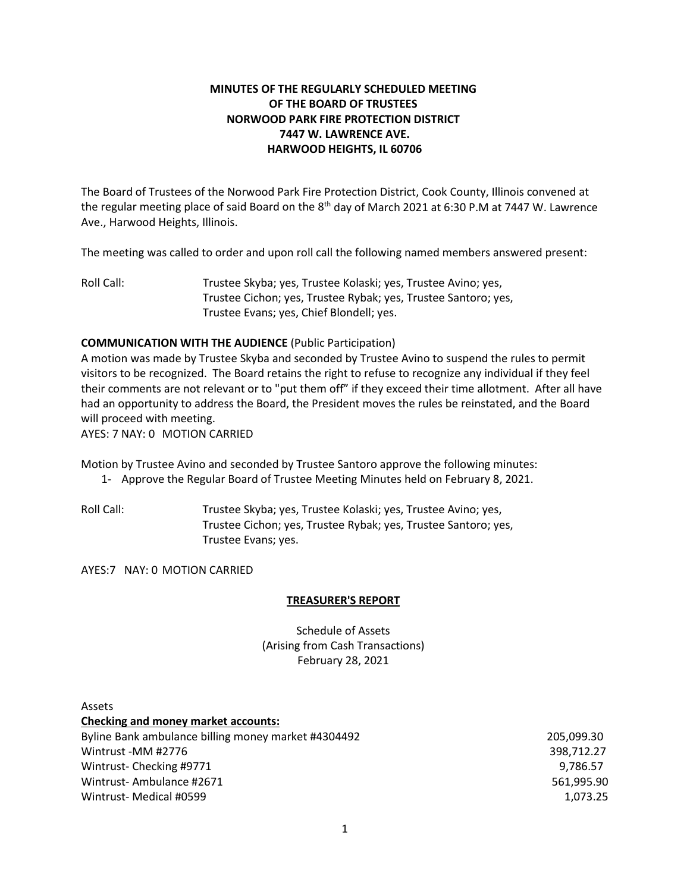**MINUTES OF THE REGULARLY SCHEDULED MEETING
OF THE BOARD OF TRUSTEES
NORWOOD PARK FIRE PROTECTION DISTRICT
7447 W. LAWRENCE AVE.
HARWOOD HEIGHTS, IL 60706**

The Board of Trustees of the Norwood Park Fire Protection District, Cook County, Illinois convened at the regular meeting place of said Board on the 8th day of March 2021 at 6:30 P.M at 7447 W. Lawrence Ave., Harwood Heights, Illinois.

The meeting was called to order and upon roll call the following named members answered present:

Roll Call: Trustee Skyba; yes, Trustee Kolaski; yes, Trustee Avino; yes, Trustee Cichon; yes, Trustee Rybak; yes, Trustee Santoro; yes, Trustee Evans; yes, Chief Blondell; yes.

**COMMUNICATION WITH THE AUDIENCE** (Public Participation)

A motion was made by Trustee Skyba and seconded by Trustee Avino to suspend the rules to permit visitors to be recognized. The Board retains the right to refuse to recognize any individual if they feel their comments are not relevant or to "put them off" if they exceed their time allotment. After all have had an opportunity to address the Board, the President moves the rules be reinstated, and the Board will proceed with meeting.

AYES: 7 NAY: 0 MOTION CARRIED

Motion by Trustee Avino and seconded by Trustee Santoro approve the following minutes:

1- Approve the Regular Board of Trustee Meeting Minutes held on February 8, 2021.

Roll Call: Trustee Skyba; yes, Trustee Kolaski; yes, Trustee Avino; yes, Trustee Cichon; yes, Trustee Rybak; yes, Trustee Santoro; yes, Trustee Evans; yes.

AYES:7 NAY: 0 MOTION CARRIED

**TREASURER'S REPORT**

Schedule of Assets
(Arising from Cash Transactions)
February 28, 2021

Assets

**Checking and money market accounts:**

| | |
|---|---:|
| Byline Bank ambulance billing money market #4304492 | 205,099.30 |
| Wintrust -MM #2776 | 398,712.27 |
| Wintrust- Checking #9771 | 9,786.57 |
| Wintrust- Ambulance #2671 | 561,995.90 |
| Wintrust- Medical #0599 | 1,073.25 |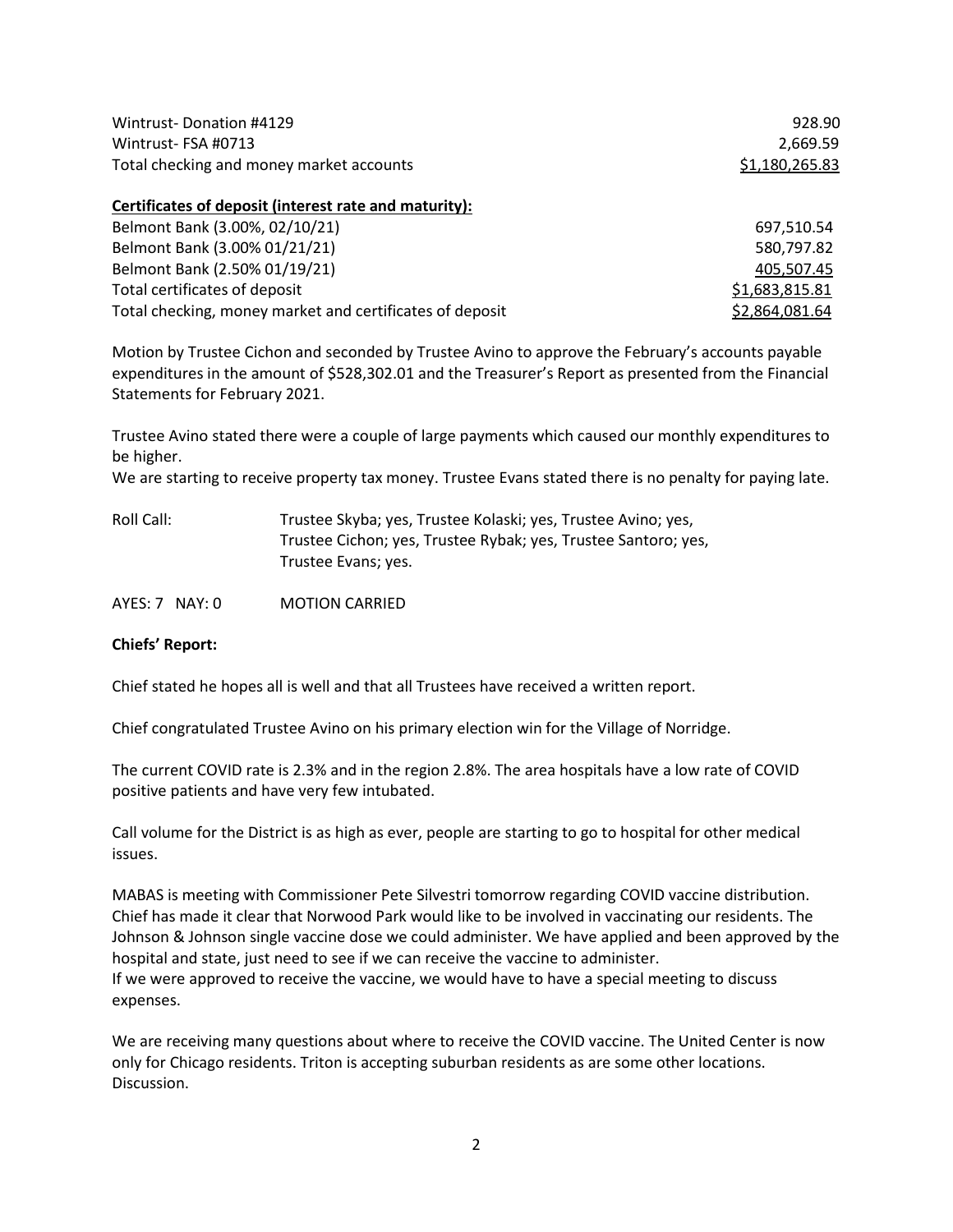| | |
|---|---|
| Wintrust- Donation #4129 | 928.90 |
| Wintrust- FSA #0713 | 2,669.59 |
| Total checking and money market accounts | $1,180,265.83 |

**Certificates of deposit (interest rate and maturity):**

| | |
|---|---|
| Belmont Bank (3.00%, 02/10/21) | 697,510.54 |
| Belmont Bank (3.00% 01/21/21) | 580,797.82 |
| Belmont Bank (2.50% 01/19/21) | 405,507.45 |
| Total certificates of deposit | $1,683,815.81 |
| Total checking, money market and certificates of deposit | $2,864,081.64 |

Motion by Trustee Cichon and seconded by Trustee Avino to approve the February's accounts payable expenditures in the amount of $528,302.01 and the Treasurer's Report as presented from the Financial Statements for February 2021.

Trustee Avino stated there were a couple of large payments which caused our monthly expenditures to be higher.
We are starting to receive property tax money. Trustee Evans stated there is no penalty for paying late.

Roll Call: Trustee Skyba; yes, Trustee Kolaski; yes, Trustee Avino; yes, Trustee Cichon; yes, Trustee Rybak; yes, Trustee Santoro; yes, Trustee Evans; yes.

AYES: 7 NAY: 0 MOTION CARRIED

**Chiefs' Report:**

Chief stated he hopes all is well and that all Trustees have received a written report.

Chief congratulated Trustee Avino on his primary election win for the Village of Norridge.

The current COVID rate is 2.3% and in the region 2.8%. The area hospitals have a low rate of COVID positive patients and have very few intubated.

Call volume for the District is as high as ever, people are starting to go to hospital for other medical issues.

MABAS is meeting with Commissioner Pete Silvestri tomorrow regarding COVID vaccine distribution. Chief has made it clear that Norwood Park would like to be involved in vaccinating our residents. The Johnson & Johnson single vaccine dose we could administer. We have applied and been approved by the hospital and state, just need to see if we can receive the vaccine to administer.
If we were approved to receive the vaccine, we would have to have a special meeting to discuss expenses.

We are receiving many questions about where to receive the COVID vaccine. The United Center is now only for Chicago residents. Triton is accepting suburban residents as are some other locations. Discussion.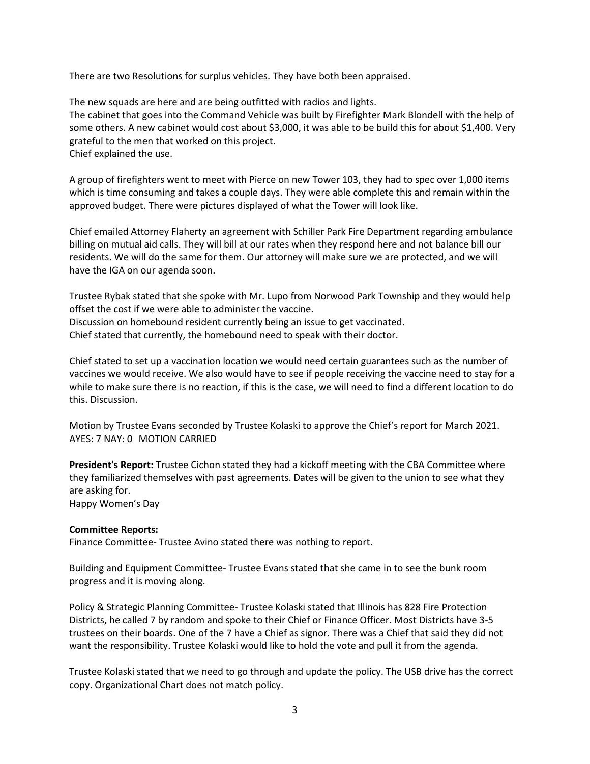There are two Resolutions for surplus vehicles. They have both been appraised.

The new squads are here and are being outfitted with radios and lights.
The cabinet that goes into the Command Vehicle was built by Firefighter Mark Blondell with the help of some others. A new cabinet would cost about $3,000, it was able to be build this for about $1,400. Very grateful to the men that worked on this project.
Chief explained the use.

A group of firefighters went to meet with Pierce on new Tower 103, they had to spec over 1,000 items which is time consuming and takes a couple days. They were able complete this and remain within the approved budget. There were pictures displayed of what the Tower will look like.

Chief emailed Attorney Flaherty an agreement with Schiller Park Fire Department regarding ambulance billing on mutual aid calls. They will bill at our rates when they respond here and not balance bill our residents. We will do the same for them. Our attorney will make sure we are protected, and we will have the IGA on our agenda soon.

Trustee Rybak stated that she spoke with Mr. Lupo from Norwood Park Township and they would help offset the cost if we were able to administer the vaccine.
Discussion on homebound resident currently being an issue to get vaccinated.
Chief stated that currently, the homebound need to speak with their doctor.

Chief stated to set up a vaccination location we would need certain guarantees such as the number of vaccines we would receive. We also would have to see if people receiving the vaccine need to stay for a while to make sure there is no reaction, if this is the case, we will need to find a different location to do this. Discussion.

Motion by Trustee Evans seconded by Trustee Kolaski to approve the Chief's report for March 2021.
AYES: 7 NAY: 0 MOTION CARRIED

**President's Report:** Trustee Cichon stated they had a kickoff meeting with the CBA Committee where they familiarized themselves with past agreements. Dates will be given to the union to see what they are asking for.
Happy Women's Day

**Committee Reports:**
Finance Committee- Trustee Avino stated there was nothing to report.

Building and Equipment Committee- Trustee Evans stated that she came in to see the bunk room progress and it is moving along.

Policy & Strategic Planning Committee- Trustee Kolaski stated that Illinois has 828 Fire Protection Districts, he called 7 by random and spoke to their Chief or Finance Officer. Most Districts have 3-5 trustees on their boards. One of the 7 have a Chief as signor. There was a Chief that said they did not want the responsibility. Trustee Kolaski would like to hold the vote and pull it from the agenda.

Trustee Kolaski stated that we need to go through and update the policy. The USB drive has the correct copy. Organizational Chart does not match policy.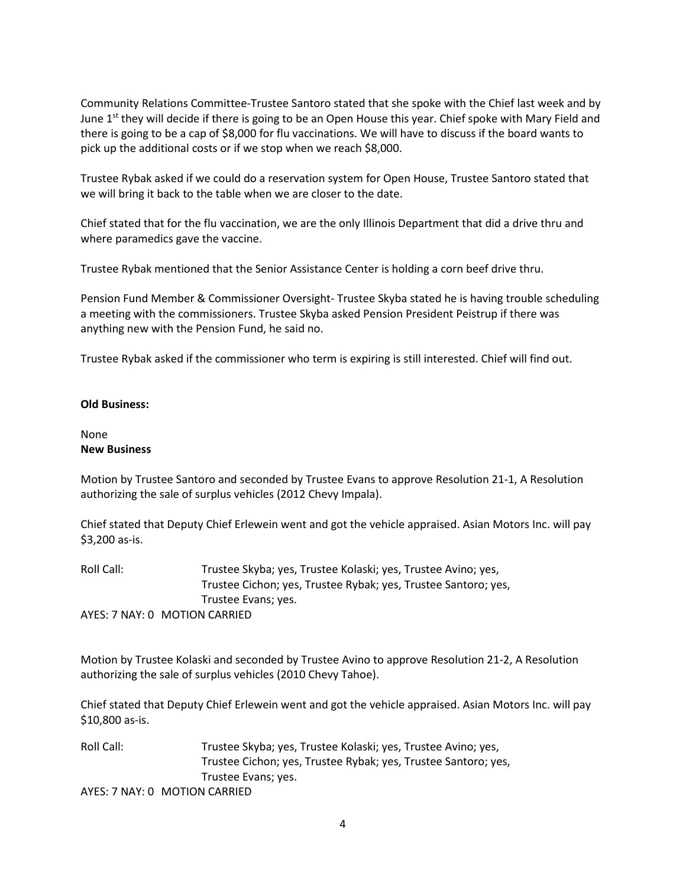Community Relations Committee-Trustee Santoro stated that she spoke with the Chief last week and by June 1st they will decide if there is going to be an Open House this year. Chief spoke with Mary Field and there is going to be a cap of $8,000 for flu vaccinations. We will have to discuss if the board wants to pick up the additional costs or if we stop when we reach $8,000.

Trustee Rybak asked if we could do a reservation system for Open House, Trustee Santoro stated that we will bring it back to the table when we are closer to the date.

Chief stated that for the flu vaccination, we are the only Illinois Department that did a drive thru and where paramedics gave the vaccine.

Trustee Rybak mentioned that the Senior Assistance Center is holding a corn beef drive thru.

Pension Fund Member & Commissioner Oversight- Trustee Skyba stated he is having trouble scheduling a meeting with the commissioners. Trustee Skyba asked Pension President Peistrup if there was anything new with the Pension Fund, he said no.

Trustee Rybak asked if the commissioner who term is expiring is still interested. Chief will find out.

**Old Business:**

None

**New Business**

Motion by Trustee Santoro and seconded by Trustee Evans to approve Resolution 21-1, A Resolution authorizing the sale of surplus vehicles (2012 Chevy Impala).

Chief stated that Deputy Chief Erlewein went and got the vehicle appraised. Asian Motors Inc. will pay $3,200 as-is.

Roll Call: Trustee Skyba; yes, Trustee Kolaski; yes, Trustee Avino; yes, Trustee Cichon; yes, Trustee Rybak; yes, Trustee Santoro; yes, Trustee Evans; yes.

AYES: 7 NAY: 0 MOTION CARRIED

Motion by Trustee Kolaski and seconded by Trustee Avino to approve Resolution 21-2, A Resolution authorizing the sale of surplus vehicles (2010 Chevy Tahoe).

Chief stated that Deputy Chief Erlewein went and got the vehicle appraised. Asian Motors Inc. will pay $10,800 as-is.

Roll Call: Trustee Skyba; yes, Trustee Kolaski; yes, Trustee Avino; yes, Trustee Cichon; yes, Trustee Rybak; yes, Trustee Santoro; yes, Trustee Evans; yes.

AYES: 7 NAY: 0 MOTION CARRIED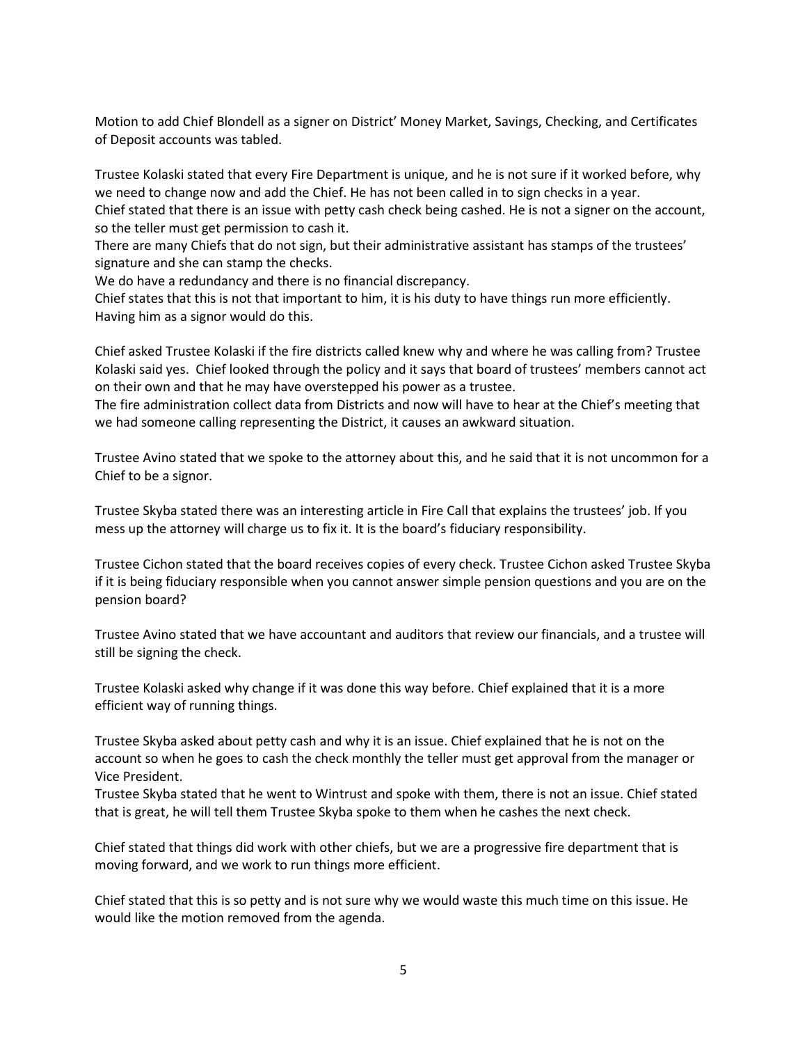Motion to add Chief Blondell as a signer on District' Money Market, Savings, Checking, and Certificates of Deposit accounts was tabled.

Trustee Kolaski stated that every Fire Department is unique, and he is not sure if it worked before, why we need to change now and add the Chief. He has not been called in to sign checks in a year.
Chief stated that there is an issue with petty cash check being cashed. He is not a signer on the account, so the teller must get permission to cash it.
There are many Chiefs that do not sign, but their administrative assistant has stamps of the trustees' signature and she can stamp the checks.
We do have a redundancy and there is no financial discrepancy.
Chief states that this is not that important to him, it is his duty to have things run more efficiently. Having him as a signor would do this.

Chief asked Trustee Kolaski if the fire districts called knew why and where he was calling from? Trustee Kolaski said yes. Chief looked through the policy and it says that board of trustees' members cannot act on their own and that he may have overstepped his power as a trustee.
The fire administration collect data from Districts and now will have to hear at the Chief's meeting that we had someone calling representing the District, it causes an awkward situation.

Trustee Avino stated that we spoke to the attorney about this, and he said that it is not uncommon for a Chief to be a signor.

Trustee Skyba stated there was an interesting article in Fire Call that explains the trustees' job. If you mess up the attorney will charge us to fix it. It is the board's fiduciary responsibility.

Trustee Cichon stated that the board receives copies of every check. Trustee Cichon asked Trustee Skyba if it is being fiduciary responsible when you cannot answer simple pension questions and you are on the pension board?

Trustee Avino stated that we have accountant and auditors that review our financials, and a trustee will still be signing the check.

Trustee Kolaski asked why change if it was done this way before. Chief explained that it is a more efficient way of running things.

Trustee Skyba asked about petty cash and why it is an issue. Chief explained that he is not on the account so when he goes to cash the check monthly the teller must get approval from the manager or Vice President.
Trustee Skyba stated that he went to Wintrust and spoke with them, there is not an issue. Chief stated that is great, he will tell them Trustee Skyba spoke to them when he cashes the next check.

Chief stated that things did work with other chiefs, but we are a progressive fire department that is moving forward, and we work to run things more efficient.

Chief stated that this is so petty and is not sure why we would waste this much time on this issue. He would like the motion removed from the agenda.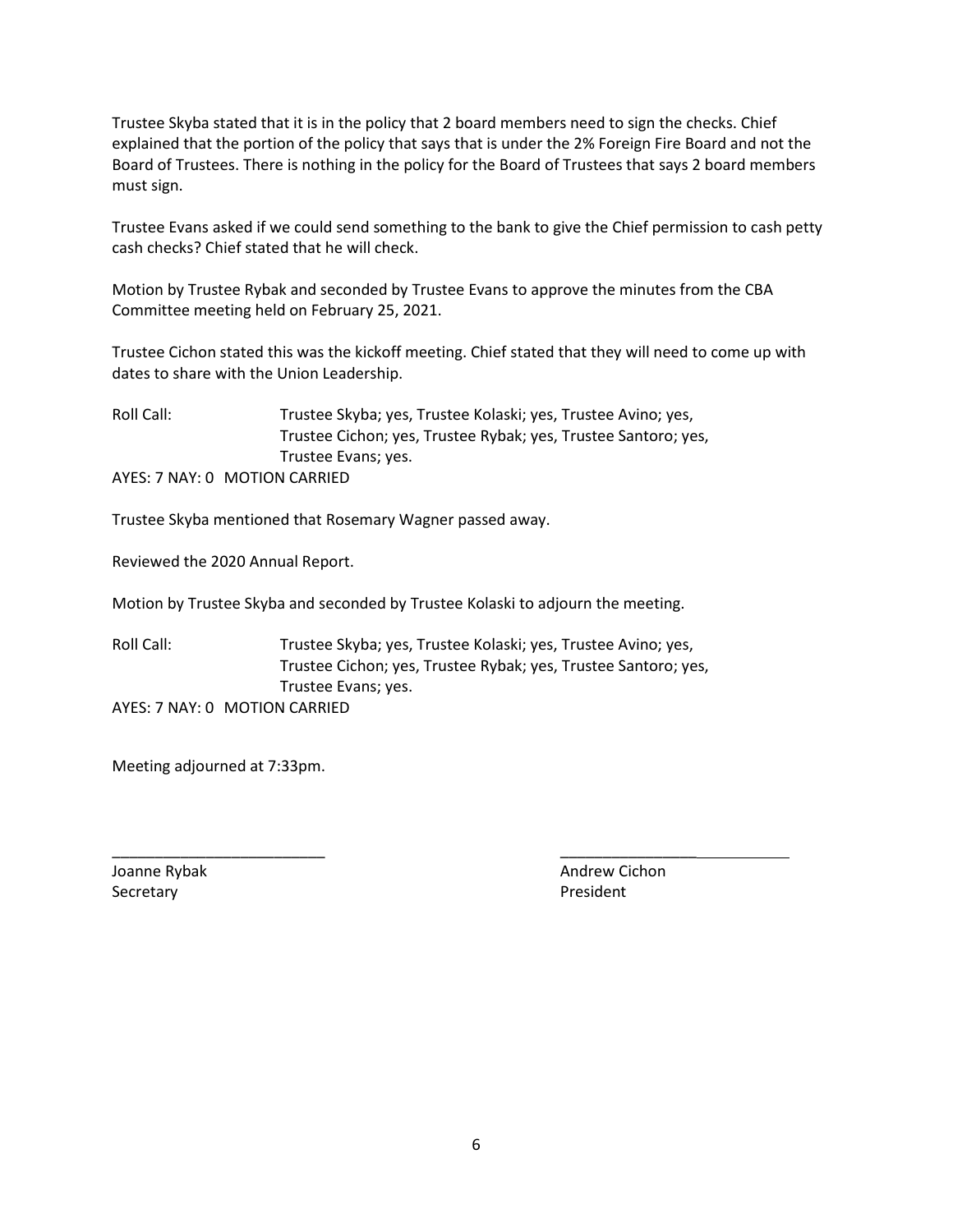Trustee Skyba stated that it is in the policy that 2 board members need to sign the checks. Chief explained that the portion of the policy that says that is under the 2% Foreign Fire Board and not the Board of Trustees. There is nothing in the policy for the Board of Trustees that says 2 board members must sign.

Trustee Evans asked if we could send something to the bank to give the Chief permission to cash petty cash checks? Chief stated that he will check.

Motion by Trustee Rybak and seconded by Trustee Evans to approve the minutes from the CBA Committee meeting held on February 25, 2021.

Trustee Cichon stated this was the kickoff meeting. Chief stated that they will need to come up with dates to share with the Union Leadership.

Roll Call: Trustee Skyba; yes, Trustee Kolaski; yes, Trustee Avino; yes, Trustee Cichon; yes, Trustee Rybak; yes, Trustee Santoro; yes, Trustee Evans; yes.

AYES: 7 NAY: 0 MOTION CARRIED

Trustee Skyba mentioned that Rosemary Wagner passed away.

Reviewed the 2020 Annual Report.

Motion by Trustee Skyba and seconded by Trustee Kolaski to adjourn the meeting.

Roll Call: Trustee Skyba; yes, Trustee Kolaski; yes, Trustee Avino; yes, Trustee Cichon; yes, Trustee Rybak; yes, Trustee Santoro; yes, Trustee Evans; yes.

AYES: 7 NAY: 0 MOTION CARRIED

Meeting adjourned at 7:33pm.

_________________________ _________________________

Joanne Rybak
Secretary

Andrew Cichon
President